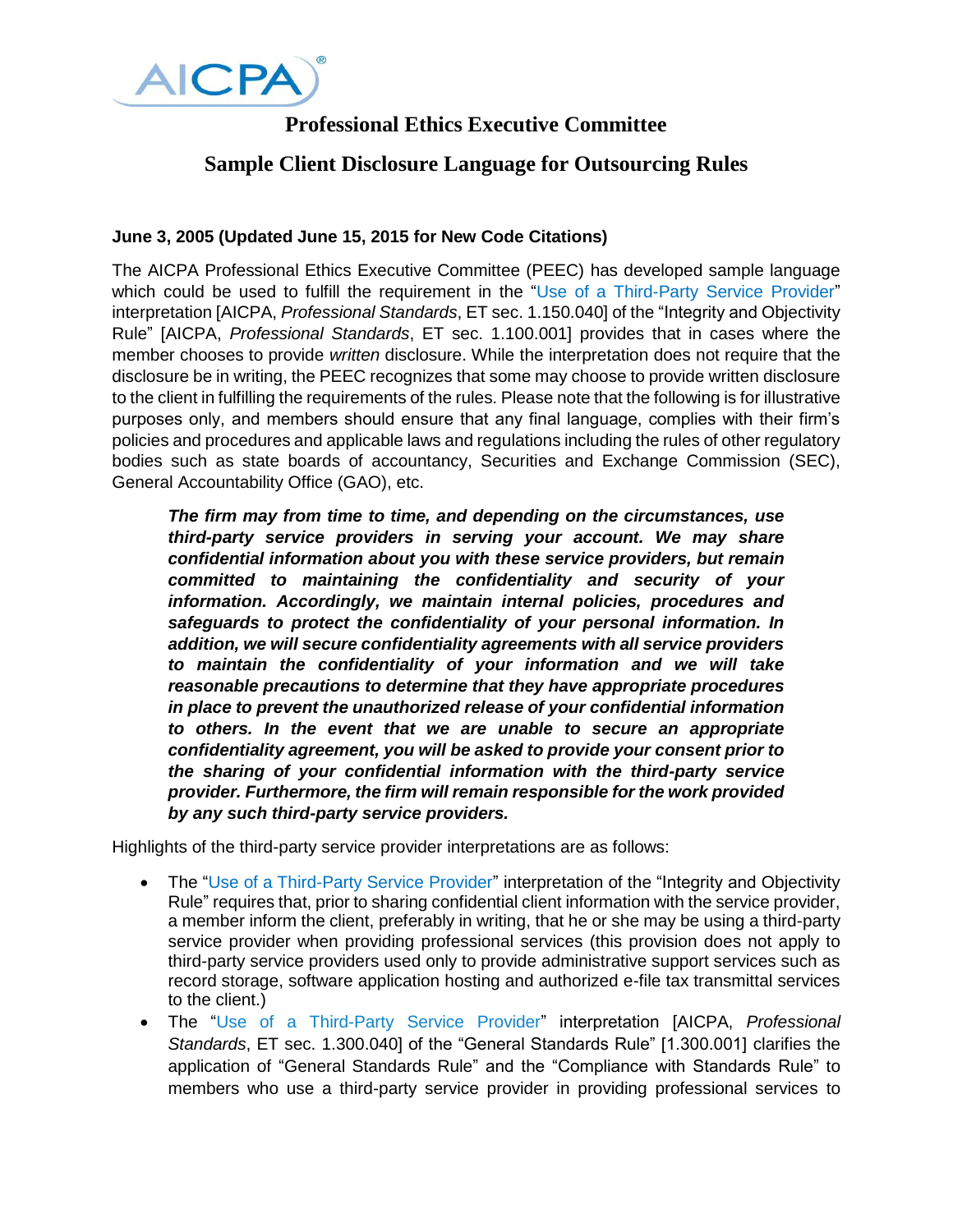AICPA®

## Professional Ethics Executive Committee

## Sample Client Disclosure Language for Outsourcing Rules

**June 3, 2005 (Updated June 15, 2015 for New Code Citations)**

The AICPA Professional Ethics Executive Committee (PEEC) has developed sample language which could be used to fulfill the requirement in the "Use of a Third-Party Service Provider" interpretation [AICPA, *Professional Standards*, ET sec. 1.150.040] of the "Integrity and Objectivity Rule" [AICPA, *Professional Standards*, ET sec. 1.100.001] provides that in cases where the member chooses to provide *written* disclosure. While the interpretation does not require that the disclosure be in writing, the PEEC recognizes that some may choose to provide written disclosure to the client in fulfilling the requirements of the rules. Please note that the following is for illustrative purposes only, and members should ensure that any final language, complies with their firm's policies and procedures and applicable laws and regulations including the rules of other regulatory bodies such as state boards of accountancy, Securities and Exchange Commission (SEC), General Accountability Office (GAO), etc.

> ***The firm may from time to time, and depending on the circumstances, use third-party service providers in serving your account. We may share confidential information about you with these service providers, but remain committed to maintaining the confidentiality and security of your information. Accordingly, we maintain internal policies, procedures and safeguards to protect the confidentiality of your personal information. In addition, we will secure confidentiality agreements with all service providers to maintain the confidentiality of your information and we will take reasonable precautions to determine that they have appropriate procedures in place to prevent the unauthorized release of your confidential information to others. In the event that we are unable to secure an appropriate confidentiality agreement, you will be asked to provide your consent prior to the sharing of your confidential information with the third-party service provider. Furthermore, the firm will remain responsible for the work provided by any such third-party service providers.***

Highlights of the third-party service provider interpretations are as follows:

- The "Use of a Third-Party Service Provider" interpretation of the "Integrity and Objectivity Rule" requires that, prior to sharing confidential client information with the service provider, a member inform the client, preferably in writing, that he or she may be using a third-party service provider when providing professional services (this provision does not apply to third-party service providers used only to provide administrative support services such as record storage, software application hosting and authorized e-file tax transmittal services to the client.)
- The "Use of a Third-Party Service Provider" interpretation [AICPA, *Professional Standards*, ET sec. 1.300.040] of the "General Standards Rule" [1.300.001] clarifies the application of "General Standards Rule" and the "Compliance with Standards Rule" to members who use a third-party service provider in providing professional services to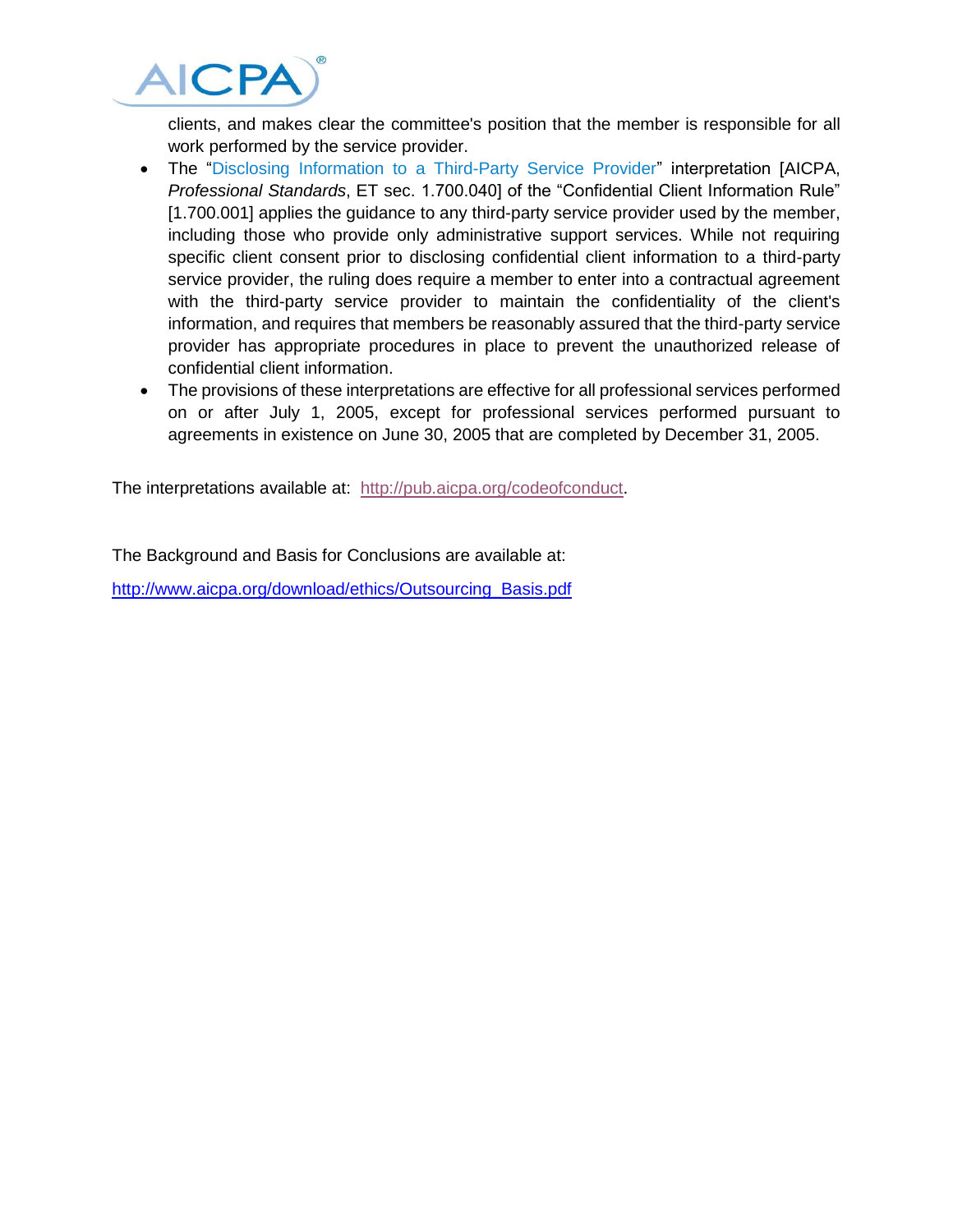clients, and makes clear the committee's position that the member is responsible for all work performed by the service provider.

- The "Disclosing Information to a Third-Party Service Provider" interpretation [AICPA, *Professional Standards*, ET sec. 1.700.040] of the "Confidential Client Information Rule" [1.700.001] applies the guidance to any third-party service provider used by the member, including those who provide only administrative support services. While not requiring specific client consent prior to disclosing confidential client information to a third-party service provider, the ruling does require a member to enter into a contractual agreement with the third-party service provider to maintain the confidentiality of the client's information, and requires that members be reasonably assured that the third-party service provider has appropriate procedures in place to prevent the unauthorized release of confidential client information.
- The provisions of these interpretations are effective for all professional services performed on or after July 1, 2005, except for professional services performed pursuant to agreements in existence on June 30, 2005 that are completed by December 31, 2005.

The interpretations available at: http://pub.aicpa.org/codeofconduct.

The Background and Basis for Conclusions are available at:

http://www.aicpa.org/download/ethics/Outsourcing_Basis.pdf